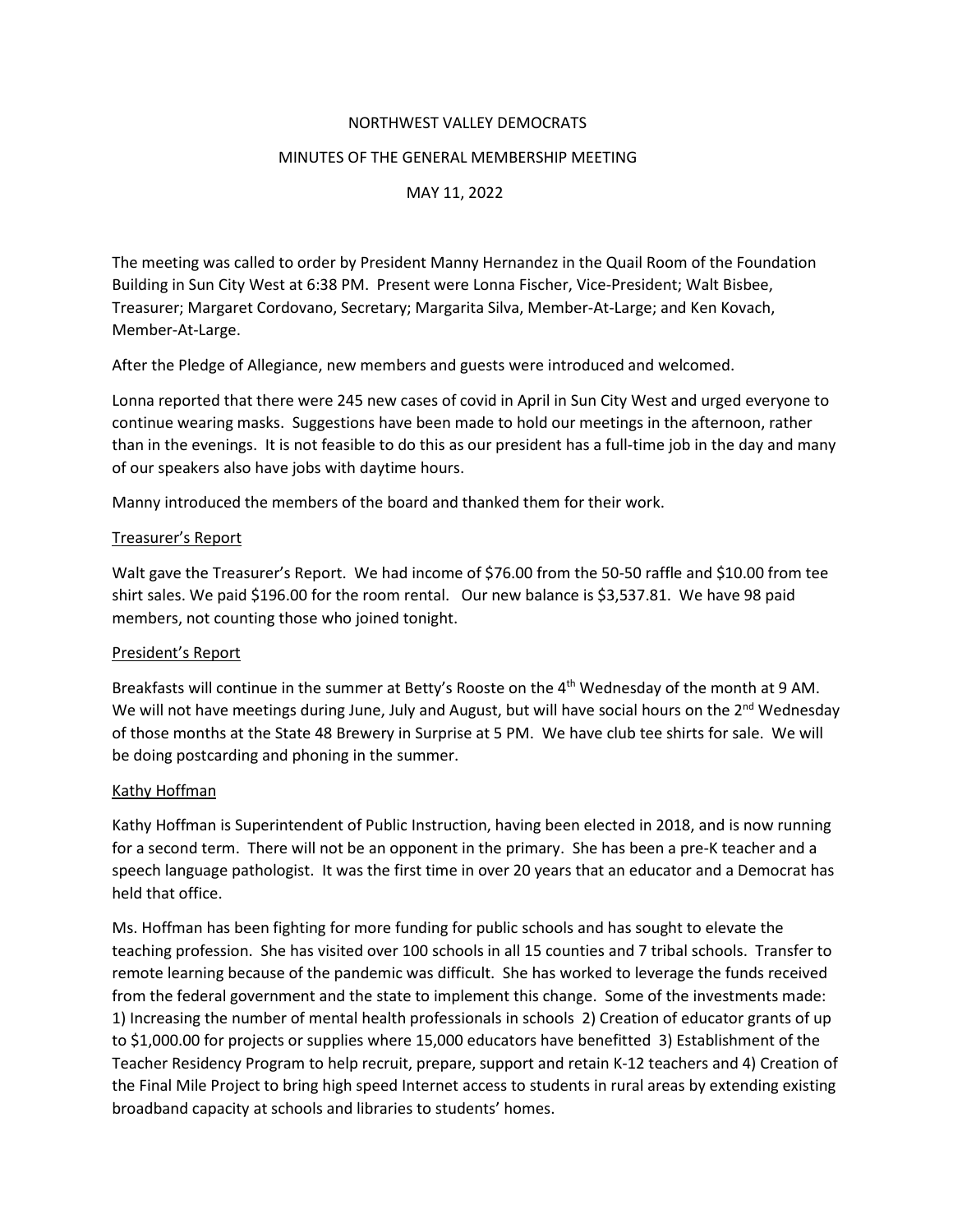NORTHWEST VALLEY DEMOCRATS

MINUTES OF THE GENERAL MEMBERSHIP MEETING

MAY 11, 2022

The meeting was called to order by President Manny Hernandez in the Quail Room of the Foundation Building in Sun City West at 6:38 PM. Present were Lonna Fischer, Vice-President; Walt Bisbee, Treasurer; Margaret Cordovano, Secretary; Margarita Silva, Member-At-Large; and Ken Kovach, Member-At-Large.

After the Pledge of Allegiance, new members and guests were introduced and welcomed.

Lonna reported that there were 245 new cases of covid in April in Sun City West and urged everyone to continue wearing masks. Suggestions have been made to hold our meetings in the afternoon, rather than in the evenings. It is not feasible to do this as our president has a full-time job in the day and many of our speakers also have jobs with daytime hours.

Manny introduced the members of the board and thanked them for their work.

## Treasurer's Report

Walt gave the Treasurer's Report. We had income of $76.00 from the 50-50 raffle and $10.00 from tee shirt sales. We paid $196.00 for the room rental. Our new balance is $3,537.81. We have 98 paid members, not counting those who joined tonight.

## President's Report

Breakfasts will continue in the summer at Betty's Rooste on the 4th Wednesday of the month at 9 AM. We will not have meetings during June, July and August, but will have social hours on the 2nd Wednesday of those months at the State 48 Brewery in Surprise at 5 PM. We have club tee shirts for sale. We will be doing postcarding and phoning in the summer.

## Kathy Hoffman

Kathy Hoffman is Superintendent of Public Instruction, having been elected in 2018, and is now running for a second term. There will not be an opponent in the primary. She has been a pre-K teacher and a speech language pathologist. It was the first time in over 20 years that an educator and a Democrat has held that office.

Ms. Hoffman has been fighting for more funding for public schools and has sought to elevate the teaching profession. She has visited over 100 schools in all 15 counties and 7 tribal schools. Transfer to remote learning because of the pandemic was difficult. She has worked to leverage the funds received from the federal government and the state to implement this change. Some of the investments made: 1) Increasing the number of mental health professionals in schools 2) Creation of educator grants of up to $1,000.00 for projects or supplies where 15,000 educators have benefitted 3) Establishment of the Teacher Residency Program to help recruit, prepare, support and retain K-12 teachers and 4) Creation of the Final Mile Project to bring high speed Internet access to students in rural areas by extending existing broadband capacity at schools and libraries to students' homes.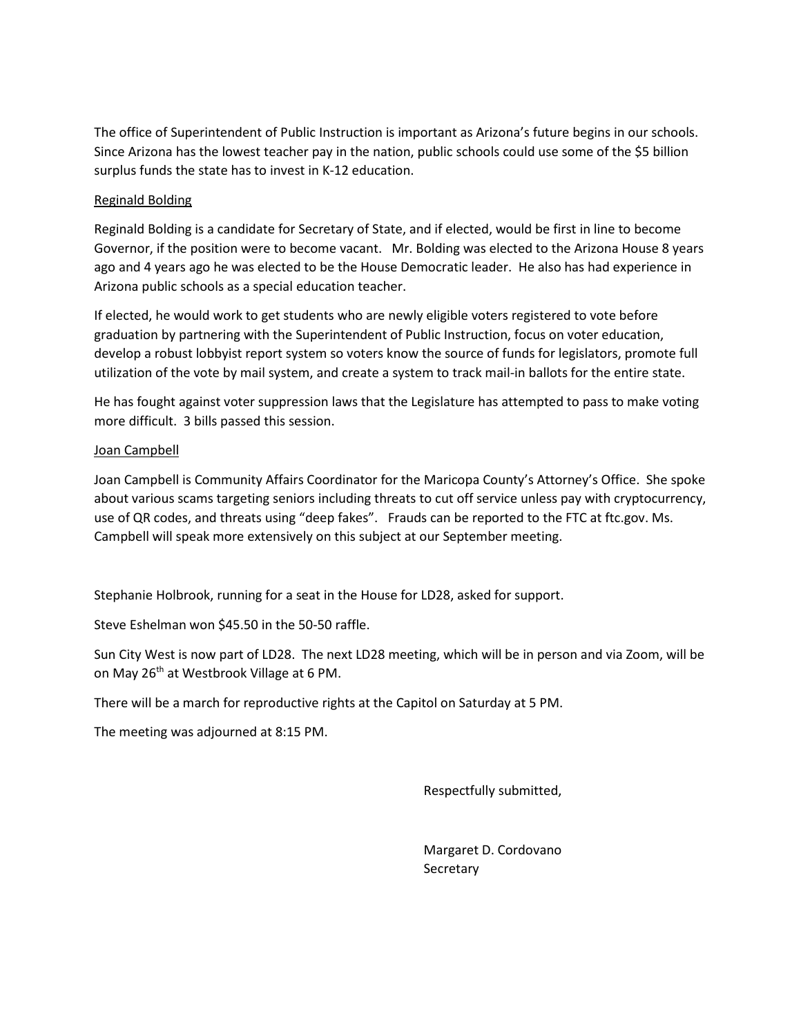The office of Superintendent of Public Instruction is important as Arizona's future begins in our schools. Since Arizona has the lowest teacher pay in the nation, public schools could use some of the $5 billion surplus funds the state has to invest in K-12 education.

Reginald Bolding

Reginald Bolding is a candidate for Secretary of State, and if elected, would be first in line to become Governor, if the position were to become vacant. Mr. Bolding was elected to the Arizona House 8 years ago and 4 years ago he was elected to be the House Democratic leader. He also has had experience in Arizona public schools as a special education teacher.

If elected, he would work to get students who are newly eligible voters registered to vote before graduation by partnering with the Superintendent of Public Instruction, focus on voter education, develop a robust lobbyist report system so voters know the source of funds for legislators, promote full utilization of the vote by mail system, and create a system to track mail-in ballots for the entire state.

He has fought against voter suppression laws that the Legislature has attempted to pass to make voting more difficult. 3 bills passed this session.

Joan Campbell

Joan Campbell is Community Affairs Coordinator for the Maricopa County's Attorney's Office. She spoke about various scams targeting seniors including threats to cut off service unless pay with cryptocurrency, use of QR codes, and threats using "deep fakes". Frauds can be reported to the FTC at ftc.gov. Ms. Campbell will speak more extensively on this subject at our September meeting.

Stephanie Holbrook, running for a seat in the House for LD28, asked for support.

Steve Eshelman won $45.50 in the 50-50 raffle.

Sun City West is now part of LD28. The next LD28 meeting, which will be in person and via Zoom, will be on May 26th at Westbrook Village at 6 PM.

There will be a march for reproductive rights at the Capitol on Saturday at 5 PM.

The meeting was adjourned at 8:15 PM.

Respectfully submitted,

Margaret D. Cordovano
Secretary